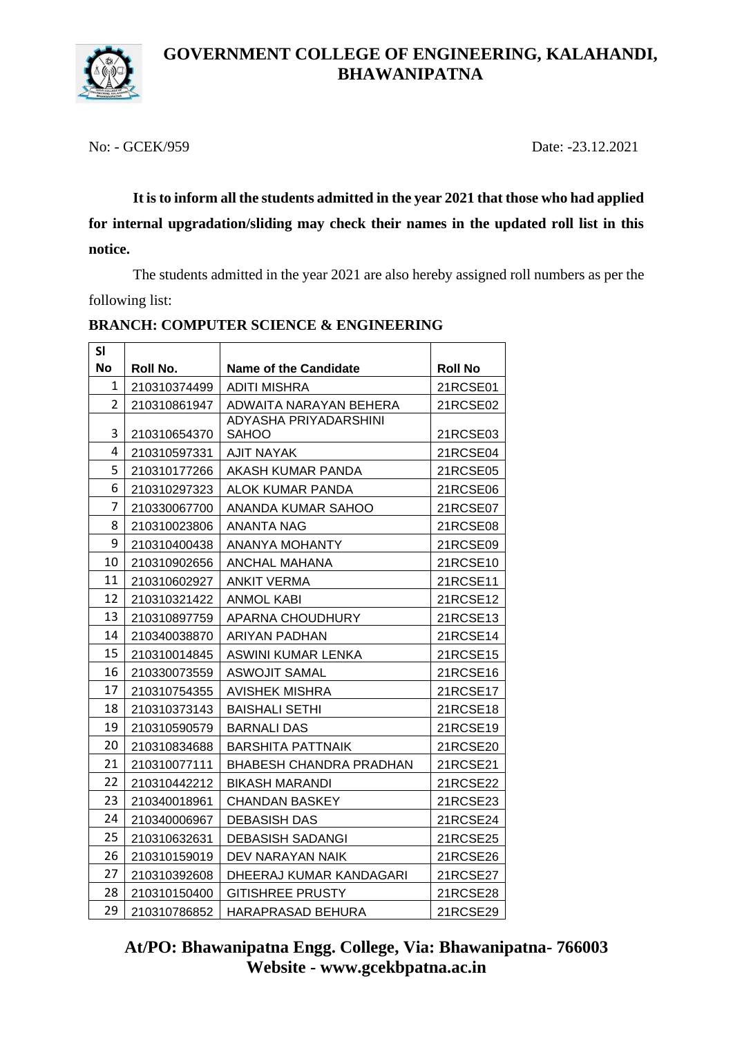# GOVERNMENT COLLEGE OF ENGINEERING, KALAHANDI, BHAWANIPATNA

No: - GCEK/959 Date: -23.12.2021

**It is to inform all the students admitted in the year 2021 that those who had applied for internal upgradation/sliding may check their names in the updated roll list in this notice.**

The students admitted in the year 2021 are also hereby assigned roll numbers as per the following list:

**BRANCH: COMPUTER SCIENCE & ENGINEERING**

| Sl No | Roll No. | Name of the Candidate | Roll No |
|---|---|---|---|
| 1 | 210310374499 | ADITI MISHRA | 21RCSE01 |
| 2 | 210310861947 | ADWAITA NARAYAN BEHERA | 21RCSE02 |
| 3 | 210310654370 | ADYASHA PRIYADARSHINI SAHOO | 21RCSE03 |
| 4 | 210310597331 | AJIT NAYAK | 21RCSE04 |
| 5 | 210310177266 | AKASH KUMAR PANDA | 21RCSE05 |
| 6 | 210310297323 | ALOK KUMAR PANDA | 21RCSE06 |
| 7 | 210330067700 | ANANDA KUMAR SAHOO | 21RCSE07 |
| 8 | 210310023806 | ANANTA NAG | 21RCSE08 |
| 9 | 210310400438 | ANANYA MOHANTY | 21RCSE09 |
| 10 | 210310902656 | ANCHAL MAHANA | 21RCSE10 |
| 11 | 210310602927 | ANKIT VERMA | 21RCSE11 |
| 12 | 210310321422 | ANMOL KABI | 21RCSE12 |
| 13 | 210310897759 | APARNA CHOUDHURY | 21RCSE13 |
| 14 | 210340038870 | ARIYAN PADHAN | 21RCSE14 |
| 15 | 210310014845 | ASWINI KUMAR LENKA | 21RCSE15 |
| 16 | 210330073559 | ASWOJIT SAMAL | 21RCSE16 |
| 17 | 210310754355 | AVISHEK MISHRA | 21RCSE17 |
| 18 | 210310373143 | BAISHALI SETHI | 21RCSE18 |
| 19 | 210310590579 | BARNALI DAS | 21RCSE19 |
| 20 | 210310834688 | BARSHITA PATTNAIK | 21RCSE20 |
| 21 | 210310077111 | BHABESH CHANDRA PRADHAN | 21RCSE21 |
| 22 | 210310442212 | BIKASH MARANDI | 21RCSE22 |
| 23 | 210340018961 | CHANDAN BASKEY | 21RCSE23 |
| 24 | 210340006967 | DEBASISH DAS | 21RCSE24 |
| 25 | 210310632631 | DEBASISH SADANGI | 21RCSE25 |
| 26 | 210310159019 | DEV NARAYAN NAIK | 21RCSE26 |
| 27 | 210310392608 | DHEERAJ KUMAR KANDAGARI | 21RCSE27 |
| 28 | 210310150400 | GITISHREE PRUSTY | 21RCSE28 |
| 29 | 210310786852 | HARAPRASAD BEHURA | 21RCSE29 |

**At/PO: Bhawanipatna Engg. College, Via: Bhawanipatna- 766003**
**Website - www.gcekbpatna.ac.in**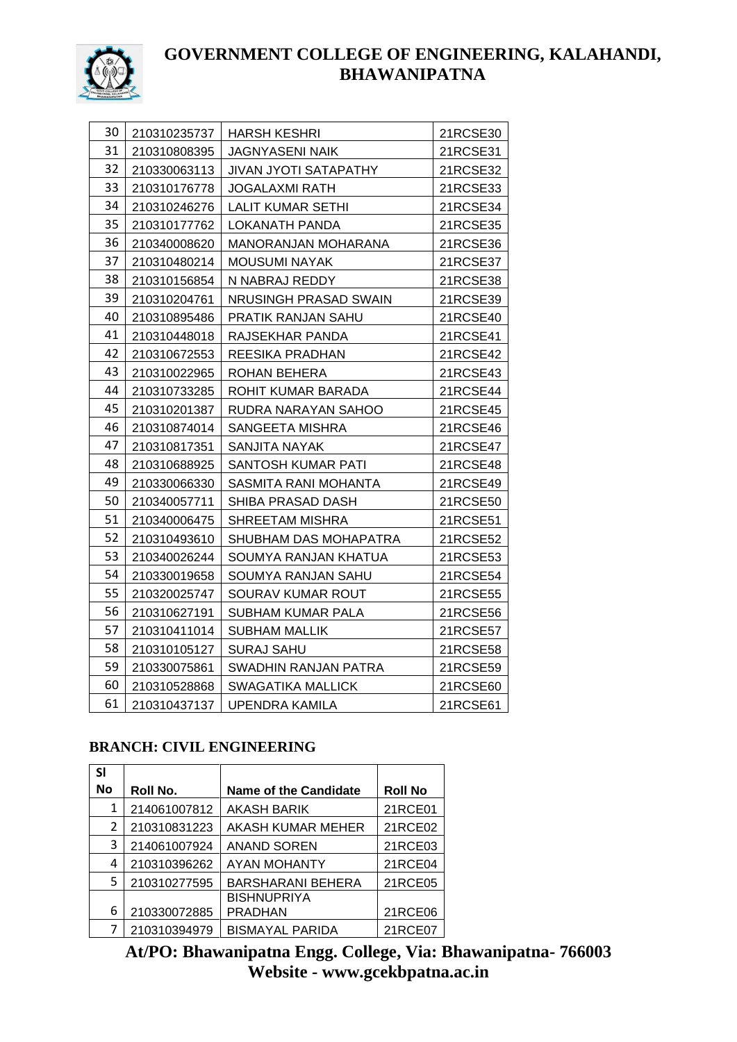| 30 | 210310235737 | HARSH KESHRI | 21RCSE30 |
|---|---|---|---|
| 31 | 210310808395 | JAGNYASENI NAIK | 21RCSE31 |
| 32 | 210330063113 | JIVAN JYOTI SATAPATHY | 21RCSE32 |
| 33 | 210310176778 | JOGALAXMI RATH | 21RCSE33 |
| 34 | 210310246276 | LALIT KUMAR SETHI | 21RCSE34 |
| 35 | 210310177762 | LOKANATH PANDA | 21RCSE35 |
| 36 | 210340008620 | MANORANJAN MOHARANA | 21RCSE36 |
| 37 | 210310480214 | MOUSUMI NAYAK | 21RCSE37 |
| 38 | 210310156854 | N NABRAJ REDDY | 21RCSE38 |
| 39 | 210310204761 | NRUSINGH PRASAD SWAIN | 21RCSE39 |
| 40 | 210310895486 | PRATIK RANJAN SAHU | 21RCSE40 |
| 41 | 210310448018 | RAJSEKHAR PANDA | 21RCSE41 |
| 42 | 210310672553 | REESIKA PRADHAN | 21RCSE42 |
| 43 | 210310022965 | ROHAN BEHERA | 21RCSE43 |
| 44 | 210310733285 | ROHIT KUMAR BARADA | 21RCSE44 |
| 45 | 210310201387 | RUDRA NARAYAN SAHOO | 21RCSE45 |
| 46 | 210310874014 | SANGEETA MISHRA | 21RCSE46 |
| 47 | 210310817351 | SANJITA NAYAK | 21RCSE47 |
| 48 | 210310688925 | SANTOSH KUMAR PATI | 21RCSE48 |
| 49 | 210330066330 | SASMITA RANI MOHANTA | 21RCSE49 |
| 50 | 210340057711 | SHIBA PRASAD DASH | 21RCSE50 |
| 51 | 210340006475 | SHREETAM MISHRA | 21RCSE51 |
| 52 | 210310493610 | SHUBHAM DAS MOHAPATRA | 21RCSE52 |
| 53 | 210340026244 | SOUMYA RANJAN KHATUA | 21RCSE53 |
| 54 | 210330019658 | SOUMYA RANJAN SAHU | 21RCSE54 |
| 55 | 210320025747 | SOURAV KUMAR ROUT | 21RCSE55 |
| 56 | 210310627191 | SUBHAM KUMAR PALA | 21RCSE56 |
| 57 | 210310411014 | SUBHAM MALLIK | 21RCSE57 |
| 58 | 210310105127 | SURAJ SAHU | 21RCSE58 |
| 59 | 210330075861 | SWADHIN RANJAN PATRA | 21RCSE59 |
| 60 | 210310528868 | SWAGATIKA MALLICK | 21RCSE60 |
| 61 | 210310437137 | UPENDRA KAMILA | 21RCSE61 |

**BRANCH: CIVIL ENGINEERING**

| Sl No | Roll No. | Name of the Candidate | Roll No |
|---|---|---|---|
| 1 | 214061007812 | AKASH BARIK | 21RCE01 |
| 2 | 210310831223 | AKASH KUMAR MEHER | 21RCE02 |
| 3 | 214061007924 | ANAND SOREN | 21RCE03 |
| 4 | 210310396262 | AYAN MOHANTY | 21RCE04 |
| 5 | 210310277595 | BARSHARANI BEHERA | 21RCE05 |
| 6 | 210330072885 | BISHNUPRIYA PRADHAN | 21RCE06 |
| 7 | 210310394979 | BISMAYAL PARIDA | 21RCE07 |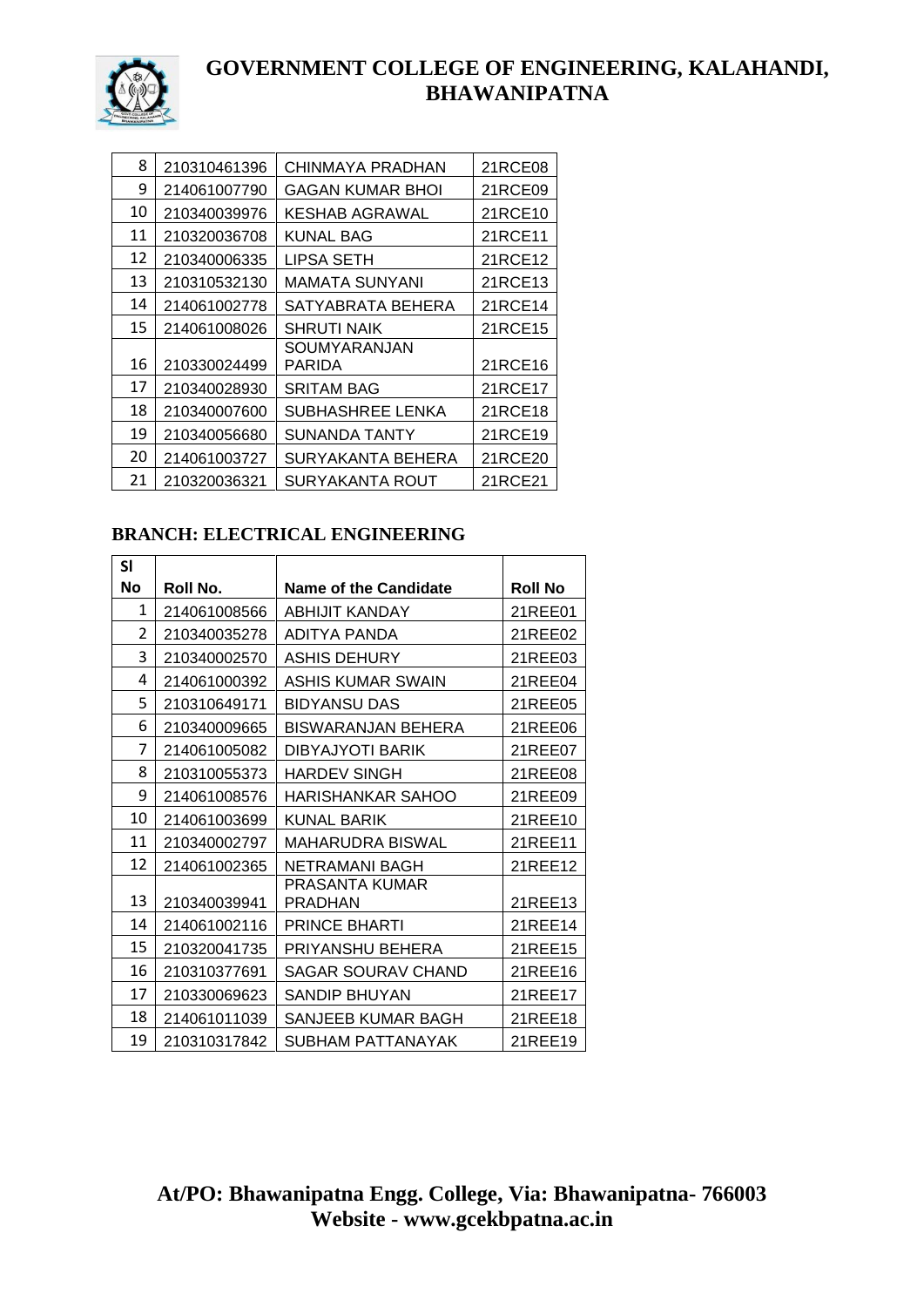| 8 | 210310461396 | CHINMAYA PRADHAN | 21RCE08 |
|---|---|---|---|
| 9 | 214061007790 | GAGAN KUMAR BHOI | 21RCE09 |
| 10 | 210340039976 | KESHAB AGRAWAL | 21RCE10 |
| 11 | 210320036708 | KUNAL BAG | 21RCE11 |
| 12 | 210340006335 | LIPSA SETH | 21RCE12 |
| 13 | 210310532130 | MAMATA SUNYANI | 21RCE13 |
| 14 | 214061002778 | SATYABRATA BEHERA | 21RCE14 |
| 15 | 214061008026 | SHRUTI NAIK | 21RCE15 |
| 16 | 210330024499 | SOUMYARANJAN PARIDA | 21RCE16 |
| 17 | 210340028930 | SRITAM BAG | 21RCE17 |
| 18 | 210340007600 | SUBHASHREE LENKA | 21RCE18 |
| 19 | 210340056680 | SUNANDA TANTY | 21RCE19 |
| 20 | 214061003727 | SURYAKANTA BEHERA | 21RCE20 |
| 21 | 210320036321 | SURYAKANTA ROUT | 21RCE21 |

**BRANCH: ELECTRICAL ENGINEERING**

| Sl No | Roll No. | Name of the Candidate | Roll No |
|---|---|---|---|
| 1 | 214061008566 | ABHIJIT KANDAY | 21REE01 |
| 2 | 210340035278 | ADITYA PANDA | 21REE02 |
| 3 | 210340002570 | ASHIS DEHURY | 21REE03 |
| 4 | 214061000392 | ASHIS KUMAR SWAIN | 21REE04 |
| 5 | 210310649171 | BIDYANSU DAS | 21REE05 |
| 6 | 210340009665 | BISWARANJAN BEHERA | 21REE06 |
| 7 | 214061005082 | DIBYAJYOTI BARIK | 21REE07 |
| 8 | 210310055373 | HARDEV SINGH | 21REE08 |
| 9 | 214061008576 | HARISHANKAR SAHOO | 21REE09 |
| 10 | 214061003699 | KUNAL BARIK | 21REE10 |
| 11 | 210340002797 | MAHARUDRA BISWAL | 21REE11 |
| 12 | 214061002365 | NETRAMANI BAGH | 21REE12 |
| 13 | 210340039941 | PRASANTA KUMAR PRADHAN | 21REE13 |
| 14 | 214061002116 | PRINCE BHARTI | 21REE14 |
| 15 | 210320041735 | PRIYANSHU BEHERA | 21REE15 |
| 16 | 210310377691 | SAGAR SOURAV CHAND | 21REE16 |
| 17 | 210330069623 | SANDIP BHUYAN | 21REE17 |
| 18 | 214061011039 | SANJEEB KUMAR BAGH | 21REE18 |
| 19 | 210310317842 | SUBHAM PATTANAYAK | 21REE19 |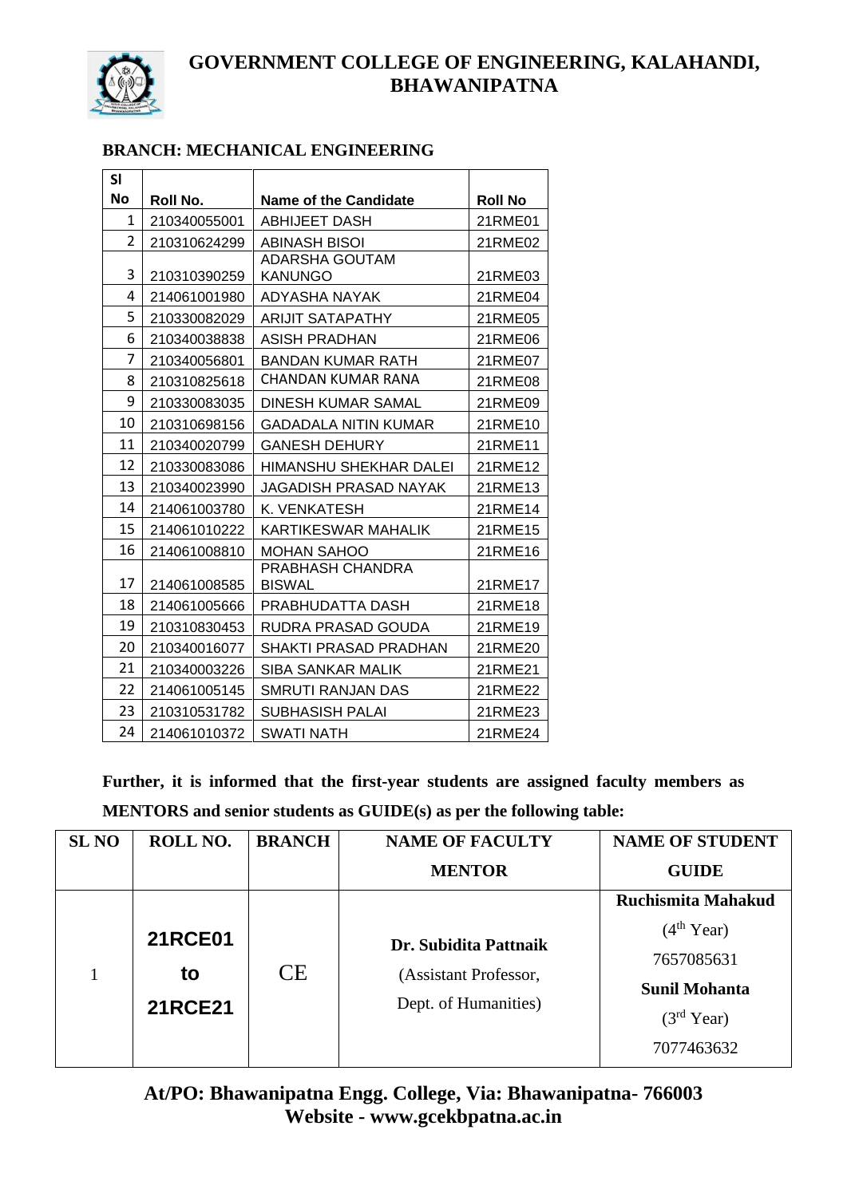# GOVERNMENT COLLEGE OF ENGINEERING, KALAHANDI, BHAWANIPATNA

**BRANCH: MECHANICAL ENGINEERING**

| Sl No | Roll No. | Name of the Candidate | Roll No |
|---|---|---|---|
| 1 | 210340055001 | ABHIJEET DASH | 21RME01 |
| 2 | 210310624299 | ABINASH BISOI | 21RME02 |
| 3 | 210310390259 | ADARSHA GOUTAM KANUNGO | 21RME03 |
| 4 | 214061001980 | ADYASHA NAYAK | 21RME04 |
| 5 | 210330082029 | ARIJIT SATAPATHY | 21RME05 |
| 6 | 210340038838 | ASISH PRADHAN | 21RME06 |
| 7 | 210340056801 | BANDAN KUMAR RATH | 21RME07 |
| 8 | 210310825618 | CHANDAN KUMAR RANA | 21RME08 |
| 9 | 210330083035 | DINESH KUMAR SAMAL | 21RME09 |
| 10 | 210310698156 | GADADALA NITIN KUMAR | 21RME10 |
| 11 | 210340020799 | GANESH DEHURY | 21RME11 |
| 12 | 210330083086 | HIMANSHU SHEKHAR DALEI | 21RME12 |
| 13 | 210340023990 | JAGADISH PRASAD NAYAK | 21RME13 |
| 14 | 214061003780 | K. VENKATESH | 21RME14 |
| 15 | 214061010222 | KARTIKESWAR MAHALIK | 21RME15 |
| 16 | 214061008810 | MOHAN SAHOO | 21RME16 |
| 17 | 214061008585 | PRABHASH CHANDRA BISWAL | 21RME17 |
| 18 | 214061005666 | PRABHUDATTA DASH | 21RME18 |
| 19 | 210310830453 | RUDRA PRASAD GOUDA | 21RME19 |
| 20 | 210340016077 | SHAKTI PRASAD PRADHAN | 21RME20 |
| 21 | 210340003226 | SIBA SANKAR MALIK | 21RME21 |
| 22 | 214061005145 | SMRUTI RANJAN DAS | 21RME22 |
| 23 | 210310531782 | SUBHASISH PALAI | 21RME23 |
| 24 | 214061010372 | SWATI NATH | 21RME24 |

**Further, it is informed that the first-year students are assigned faculty members as MENTORS and senior students as GUIDE(s) as per the following table:**

| SL NO | ROLL NO. | BRANCH | NAME OF FACULTY MENTOR | NAME OF STUDENT GUIDE |
|---|---|---|---|---|
| 1 | **21RCE01 to 21RCE21** | CE | **Dr. Subidita Pattnaik** (Assistant Professor, Dept. of Humanities) | **Ruchismita Mahakud** ($4^{th}$ Year) 7657085631 **Sunil Mohanta** ($3^{rd}$ Year) 7077463632 |

**At/PO: Bhawanipatna Engg. College, Via: Bhawanipatna- 766003**
**Website - www.gcekbpatna.ac.in**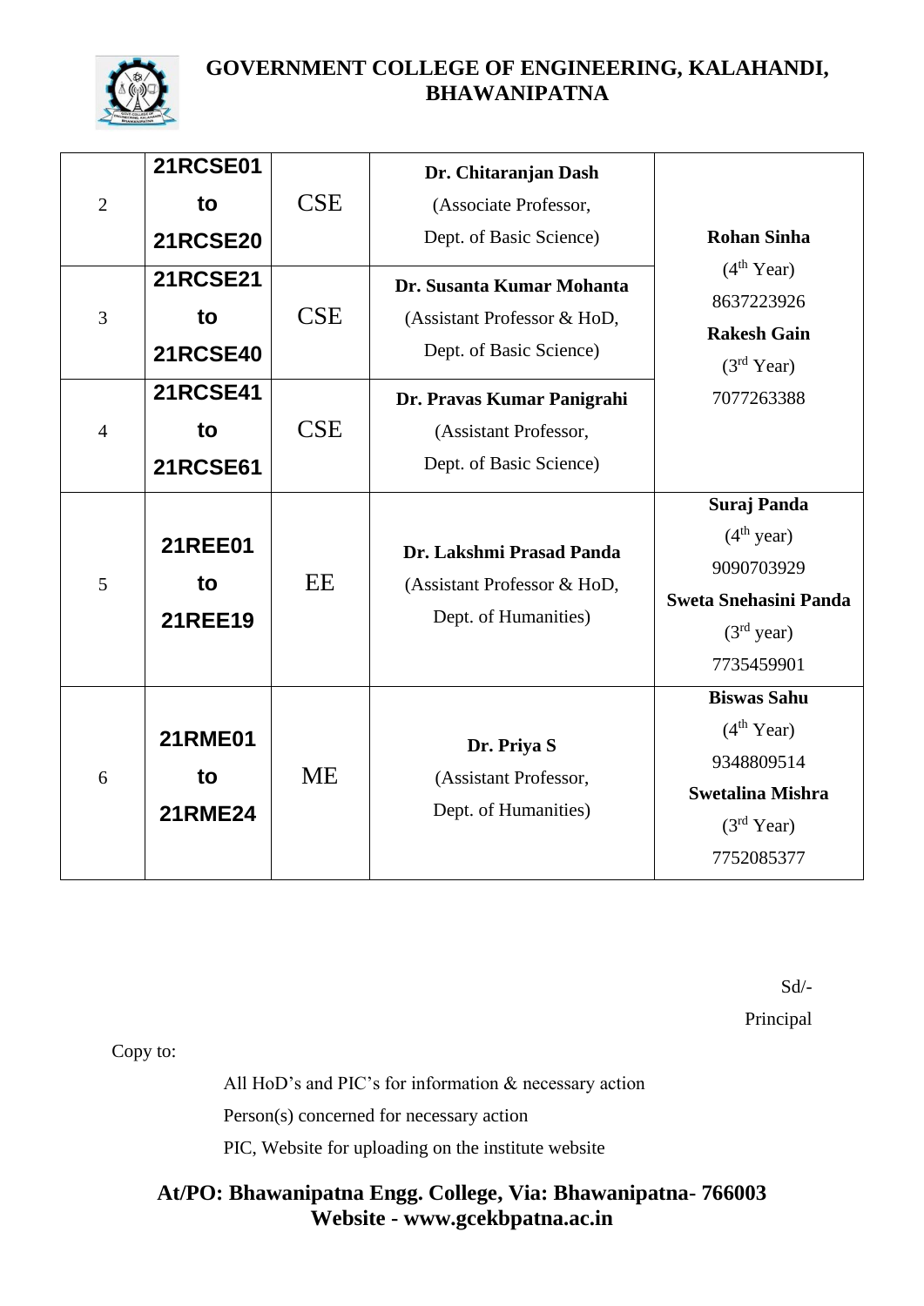# GOVERNMENT COLLEGE OF ENGINEERING, KALAHANDI, BHAWANIPATNA

| | | | | |
|---|---|---|---|---|
| 2 | **21RCSE01 to 21RCSE20** | CSE | **Dr. Chitaranjan Dash** (Associate Professor, Dept. of Basic Science) | **Rohan Sinha** (4th Year) 8637223926 **Rakesh Gain** (3rd Year) 7077263388 |
| 3 | **21RCSE21 to 21RCSE40** | CSE | **Dr. Susanta Kumar Mohanta** (Assistant Professor & HoD, Dept. of Basic Science) | |
| 4 | **21RCSE41 to 21RCSE61** | CSE | **Dr. Pravas Kumar Panigrahi** (Assistant Professor, Dept. of Basic Science) | |
| 5 | **21REE01 to 21REE19** | EE | **Dr. Lakshmi Prasad Panda** (Assistant Professor & HoD, Dept. of Humanities) | **Suraj Panda** (4th year) 9090703929 **Sweta Snehasini Panda** (3rd year) 7735459901 |
| 6 | **21RME01 to 21RME24** | ME | **Dr. Priya S** (Assistant Professor, Dept. of Humanities) | **Biswas Sahu** (4th Year) 9348809514 **Swetalina Mishra** (3rd Year) 7752085377 |

Sd/-

Principal

Copy to:

All HoD's and PIC's for information & necessary action

Person(s) concerned for necessary action

PIC, Website for uploading on the institute website

**At/PO: Bhawanipatna Engg. College, Via: Bhawanipatna- 766003**
**Website - www.gcekbpatna.ac.in**